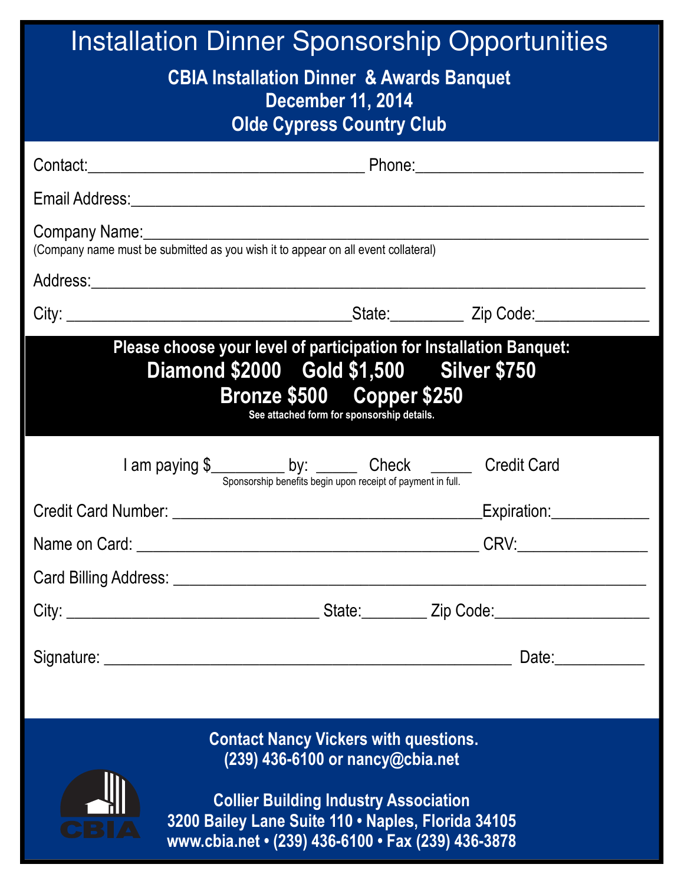# Installation Dinner Sponsorship Opportunities

## CBIA Installation Dinner & Awards Banquet
## December 11, 2014
## Olde Cypress Country Club

Contact:_________________________________ Phone:___________________________

Email Address:___________________________________________________________

Company Name:___________________________________________________________
(Company name must be submitted as you wish it to appear on all event collateral)

Address:_______________________________________________________________

City: __________________________________State:_________ Zip Code:______________

**Please choose your level of participation for Installation Banquet:**

**Diamond $2000 Gold $1,500 Silver $750**

**Bronze $500 Copper $250**

**See attached form for sponsorship details.**

I am paying $_________ by: _____ Check _____ Credit Card

Sponsorship benefits begin upon receipt of payment in full.

Credit Card Number: ______________________________________Expiration:____________

Name on Card: __________________________________________ CRV:________________

Card Billing Address: _____________________________________________________

City: _______________________________ State:________ Zip Code:___________________

Signature: ________________________________________________ Date:___________

**Contact Nancy Vickers with questions.**
**(239) 436-6100 or nancy@cbia.net**

CBIA

**Collier Building Industry Association**
**3200 Bailey Lane Suite 110 • Naples, Florida 34105**
**www.cbia.net • (239) 436-6100 • Fax (239) 436-3878**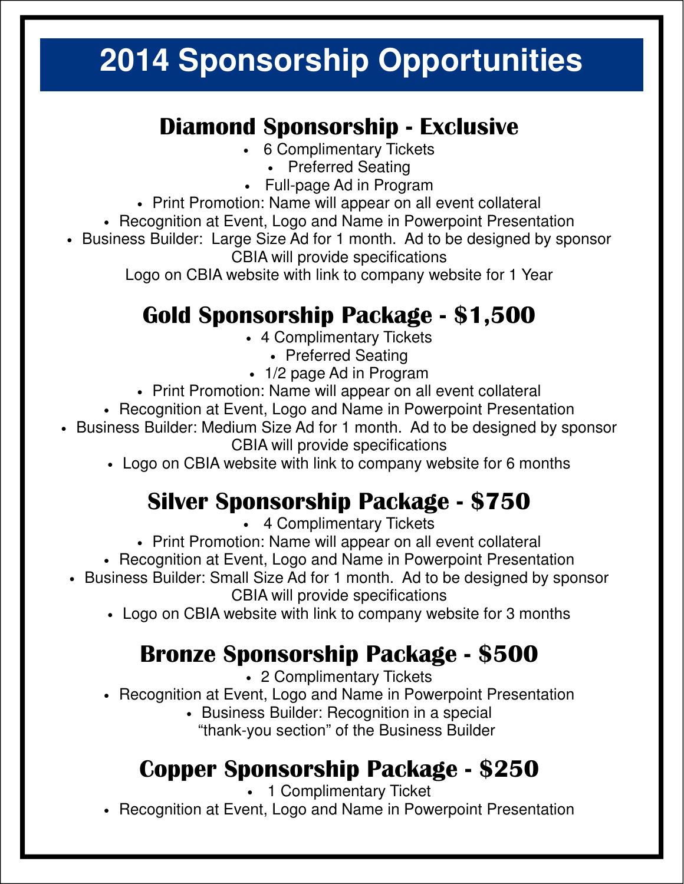# 2014 Sponsorship Opportunities

## Diamond Sponsorship - Exclusive

- 6 Complimentary Tickets
- Preferred Seating
- Full-page Ad in Program
- Print Promotion: Name will appear on all event collateral
- Recognition at Event, Logo and Name in Powerpoint Presentation
- Business Builder: Large Size Ad for 1 month. Ad to be designed by sponsor CBIA will provide specifications

Logo on CBIA website with link to company website for 1 Year

## Gold Sponsorship Package - $1,500

- 4 Complimentary Tickets
- Preferred Seating
- 1/2 page Ad in Program
- Print Promotion: Name will appear on all event collateral
- Recognition at Event, Logo and Name in Powerpoint Presentation
- Business Builder: Medium Size Ad for 1 month. Ad to be designed by sponsor CBIA will provide specifications
- Logo on CBIA website with link to company website for 6 months

## Silver Sponsorship Package - $750

- 4 Complimentary Tickets
- Print Promotion: Name will appear on all event collateral
- Recognition at Event, Logo and Name in Powerpoint Presentation
- Business Builder: Small Size Ad for 1 month. Ad to be designed by sponsor CBIA will provide specifications
- Logo on CBIA website with link to company website for 3 months

## Bronze Sponsorship Package - $500

- 2 Complimentary Tickets
- Recognition at Event, Logo and Name in Powerpoint Presentation
- Business Builder: Recognition in a special "thank-you section" of the Business Builder

## Copper Sponsorship Package - $250

- 1 Complimentary Ticket
- Recognition at Event, Logo and Name in Powerpoint Presentation